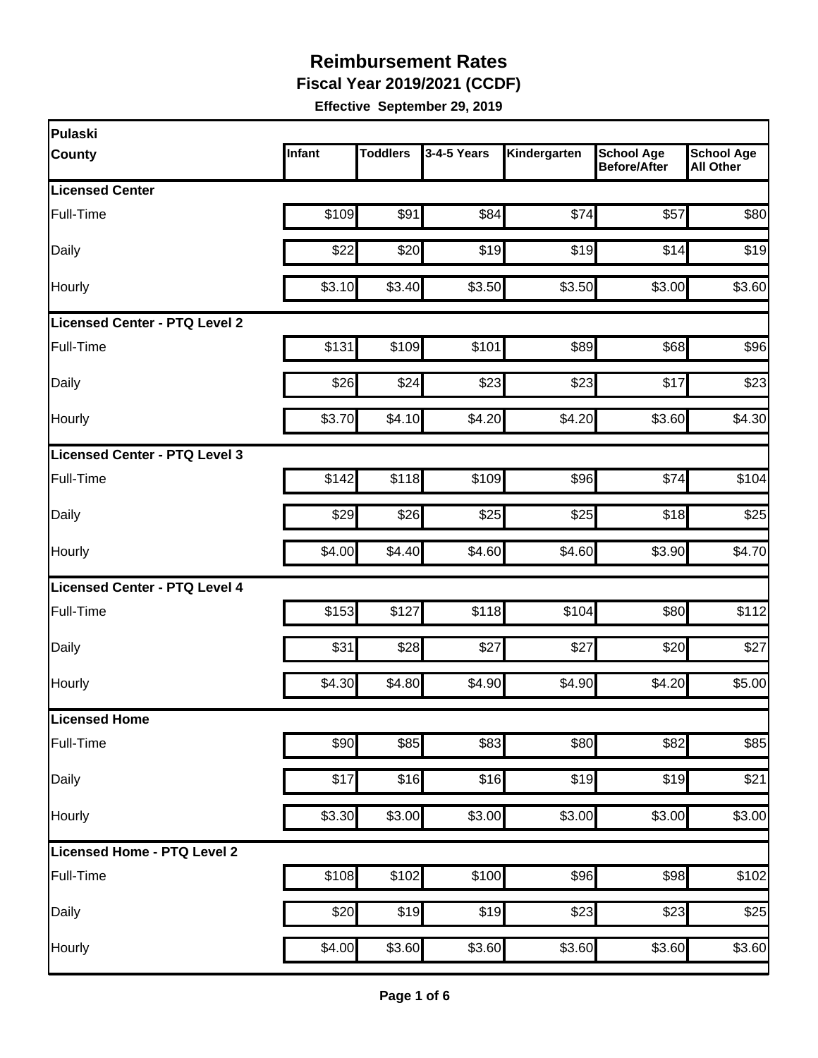# Reimbursement Rates

**Fiscal Year 2019/2021 (CCDF)**

**Effective September 29, 2019**

| Pulaski County | Infant | Toddlers | 3-4-5 Years | Kindergarten | School Age Before/After | School Age All Other |
|---|---|---|---|---|---|---|
| **Licensed Center** | | | | | | |
| Full-Time | $109 | $91 | $84 | $74 | $57 | $80 |
| Daily | $22 | $20 | $19 | $19 | $14 | $19 |
| Hourly | $3.10 | $3.40 | $3.50 | $3.50 | $3.00 | $3.60 |
| **Licensed Center - PTQ Level 2** | | | | | | |
| Full-Time | $131 | $109 | $101 | $89 | $68 | $96 |
| Daily | $26 | $24 | $23 | $23 | $17 | $23 |
| Hourly | $3.70 | $4.10 | $4.20 | $4.20 | $3.60 | $4.30 |
| **Licensed Center - PTQ Level 3** | | | | | | |
| Full-Time | $142 | $118 | $109 | $96 | $74 | $104 |
| Daily | $29 | $26 | $25 | $25 | $18 | $25 |
| Hourly | $4.00 | $4.40 | $4.60 | $4.60 | $3.90 | $4.70 |
| **Licensed Center - PTQ Level 4** | | | | | | |
| Full-Time | $153 | $127 | $118 | $104 | $80 | $112 |
| Daily | $31 | $28 | $27 | $27 | $20 | $27 |
| Hourly | $4.30 | $4.80 | $4.90 | $4.90 | $4.20 | $5.00 |
| **Licensed Home** | | | | | | |
| Full-Time | $90 | $85 | $83 | $80 | $82 | $85 |
| Daily | $17 | $16 | $16 | $19 | $19 | $21 |
| Hourly | $3.30 | $3.00 | $3.00 | $3.00 | $3.00 | $3.00 |
| **Licensed Home - PTQ Level 2** | | | | | | |
| Full-Time | $108 | $102 | $100 | $96 | $98 | $102 |
| Daily | $20 | $19 | $19 | $23 | $23 | $25 |
| Hourly | $4.00 | $3.60 | $3.60 | $3.60 | $3.60 | $3.60 |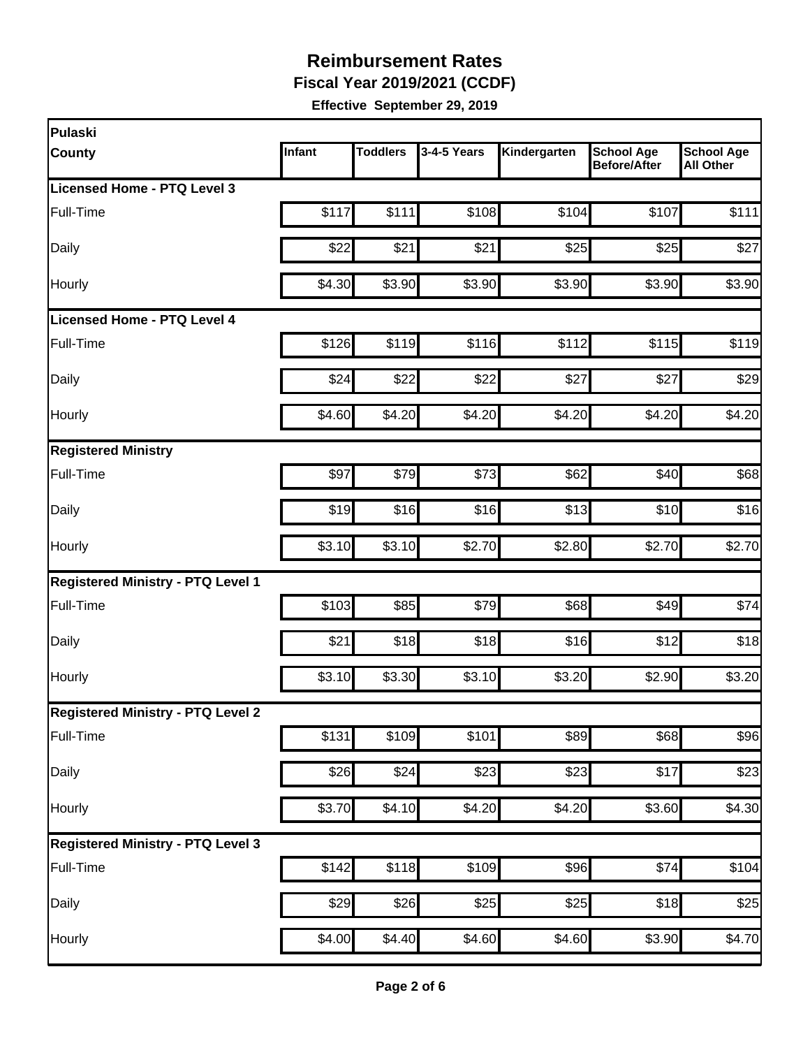# Reimbursement Rates

**Fiscal Year 2019/2021 (CCDF)**

**Effective September 29, 2019**

| Pulaski County | Infant | Toddlers | 3-4-5 Years | Kindergarten | School Age Before/After | School Age All Other |
|---|---|---|---|---|---|---|
| **Licensed Home - PTQ Level 3** | | | | | | |
| Full-Time | $117 | $111 | $108 | $104 | $107 | $111 |
| Daily | $22 | $21 | $21 | $25 | $25 | $27 |
| Hourly | $4.30 | $3.90 | $3.90 | $3.90 | $3.90 | $3.90 |
| **Licensed Home - PTQ Level 4** | | | | | | |
| Full-Time | $126 | $119 | $116 | $112 | $115 | $119 |
| Daily | $24 | $22 | $22 | $27 | $27 | $29 |
| Hourly | $4.60 | $4.20 | $4.20 | $4.20 | $4.20 | $4.20 |
| **Registered Ministry** | | | | | | |
| Full-Time | $97 | $79 | $73 | $62 | $40 | $68 |
| Daily | $19 | $16 | $16 | $13 | $10 | $16 |
| Hourly | $3.10 | $3.10 | $2.70 | $2.80 | $2.70 | $2.70 |
| **Registered Ministry - PTQ Level 1** | | | | | | |
| Full-Time | $103 | $85 | $79 | $68 | $49 | $74 |
| Daily | $21 | $18 | $18 | $16 | $12 | $18 |
| Hourly | $3.10 | $3.30 | $3.10 | $3.20 | $2.90 | $3.20 |
| **Registered Ministry - PTQ Level 2** | | | | | | |
| Full-Time | $131 | $109 | $101 | $89 | $68 | $96 |
| Daily | $26 | $24 | $23 | $23 | $17 | $23 |
| Hourly | $3.70 | $4.10 | $4.20 | $4.20 | $3.60 | $4.30 |
| **Registered Ministry - PTQ Level 3** | | | | | | |
| Full-Time | $142 | $118 | $109 | $96 | $74 | $104 |
| Daily | $29 | $26 | $25 | $25 | $18 | $25 |
| Hourly | $4.00 | $4.40 | $4.60 | $4.60 | $3.90 | $4.70 |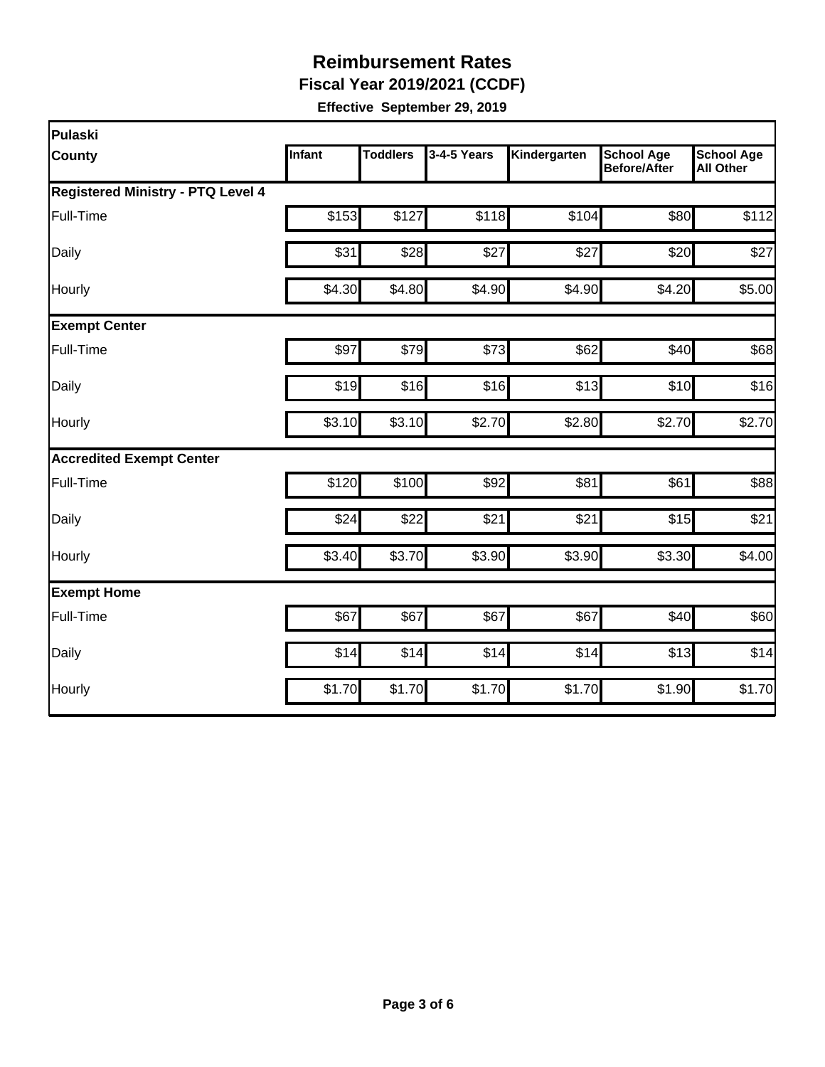# Reimbursement Rates

**Fiscal Year 2019/2021 (CCDF)**

**Effective September 29, 2019**

| Pulaski County | Infant | Toddlers | 3-4-5 Years | Kindergarten | School Age Before/After | School Age All Other |
|---|---|---|---|---|---|---|
| **Registered Ministry - PTQ Level 4** | | | | | | |
| Full-Time | $153 | $127 | $118 | $104 | $80 | $112 |
| Daily | $31 | $28 | $27 | $27 | $20 | $27 |
| Hourly | $4.30 | $4.80 | $4.90 | $4.90 | $4.20 | $5.00 |
| **Exempt Center** | | | | | | |
| Full-Time | $97 | $79 | $73 | $62 | $40 | $68 |
| Daily | $19 | $16 | $16 | $13 | $10 | $16 |
| Hourly | $3.10 | $3.10 | $2.70 | $2.80 | $2.70 | $2.70 |
| **Accredited Exempt Center** | | | | | | |
| Full-Time | $120 | $100 | $92 | $81 | $61 | $88 |
| Daily | $24 | $22 | $21 | $21 | $15 | $21 |
| Hourly | $3.40 | $3.70 | $3.90 | $3.90 | $3.30 | $4.00 |
| **Exempt Home** | | | | | | |
| Full-Time | $67 | $67 | $67 | $67 | $40 | $60 |
| Daily | $14 | $14 | $14 | $14 | $13 | $14 |
| Hourly | $1.70 | $1.70 | $1.70 | $1.70 | $1.90 | $1.70 |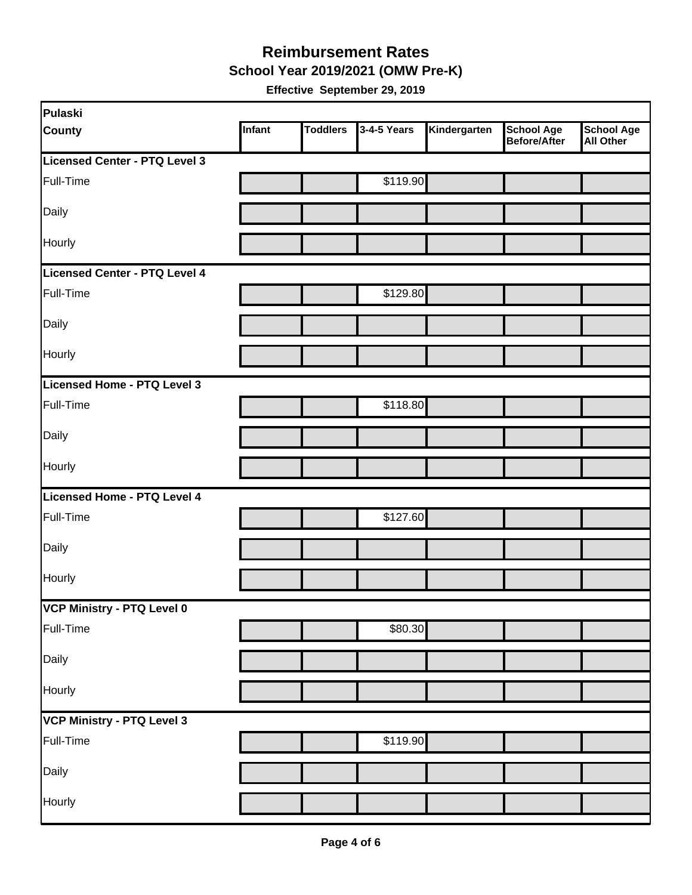# Reimbursement Rates

## School Year 2019/2021 (OMW Pre-K)

**Effective September 29, 2019**

| Pulaski County | Infant | Toddlers | 3-4-5 Years | Kindergarten | School Age Before/After | School Age All Other |
|---|---|---|---|---|---|---|
| **Licensed Center - PTQ Level 3** | | | | | | |
| Full-Time | | | $119.90 | | | |
| Daily | | | | | | |
| Hourly | | | | | | |
| **Licensed Center - PTQ Level 4** | | | | | | |
| Full-Time | | | $129.80 | | | |
| Daily | | | | | | |
| Hourly | | | | | | |
| **Licensed Home - PTQ Level 3** | | | | | | |
| Full-Time | | | $118.80 | | | |
| Daily | | | | | | |
| Hourly | | | | | | |
| **Licensed Home - PTQ Level 4** | | | | | | |
| Full-Time | | | $127.60 | | | |
| Daily | | | | | | |
| Hourly | | | | | | |
| **VCP Ministry - PTQ Level 0** | | | | | | |
| Full-Time | | | $80.30 | | | |
| Daily | | | | | | |
| Hourly | | | | | | |
| **VCP Ministry - PTQ Level 3** | | | | | | |
| Full-Time | | | $119.90 | | | |
| Daily | | | | | | |
| Hourly | | | | | | |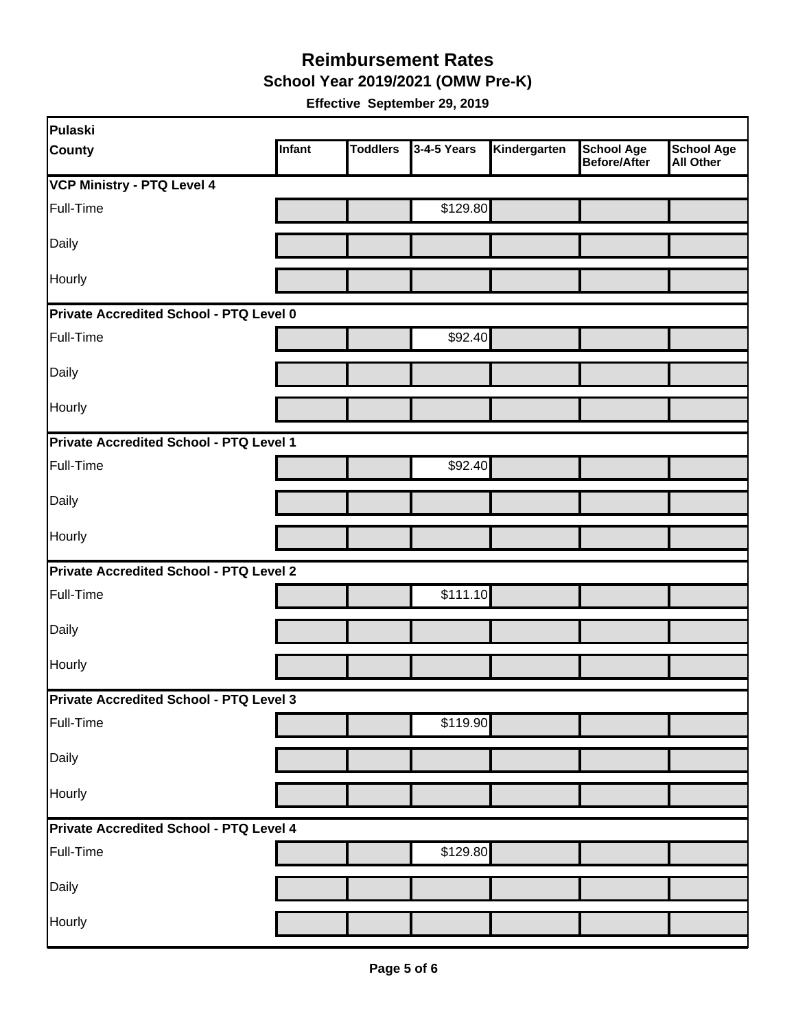# Reimbursement Rates

## School Year 2019/2021 (OMW Pre-K)

**Effective September 29, 2019**

| Pulaski County | Infant | Toddlers | 3-4-5 Years | Kindergarten | School Age Before/After | School Age All Other |
|---|---|---|---|---|---|---|
| **VCP Ministry - PTQ Level 4** | | | | | | |
| Full-Time | | | $129.80 | | | |
| Daily | | | | | | |
| Hourly | | | | | | |
| **Private Accredited School - PTQ Level 0** | | | | | | |
| Full-Time | | | $92.40 | | | |
| Daily | | | | | | |
| Hourly | | | | | | |
| **Private Accredited School - PTQ Level 1** | | | | | | |
| Full-Time | | | $92.40 | | | |
| Daily | | | | | | |
| Hourly | | | | | | |
| **Private Accredited School - PTQ Level 2** | | | | | | |
| Full-Time | | | $111.10 | | | |
| Daily | | | | | | |
| Hourly | | | | | | |
| **Private Accredited School - PTQ Level 3** | | | | | | |
| Full-Time | | | $119.90 | | | |
| Daily | | | | | | |
| Hourly | | | | | | |
| **Private Accredited School - PTQ Level 4** | | | | | | |
| Full-Time | | | $129.80 | | | |
| Daily | | | | | | |
| Hourly | | | | | | |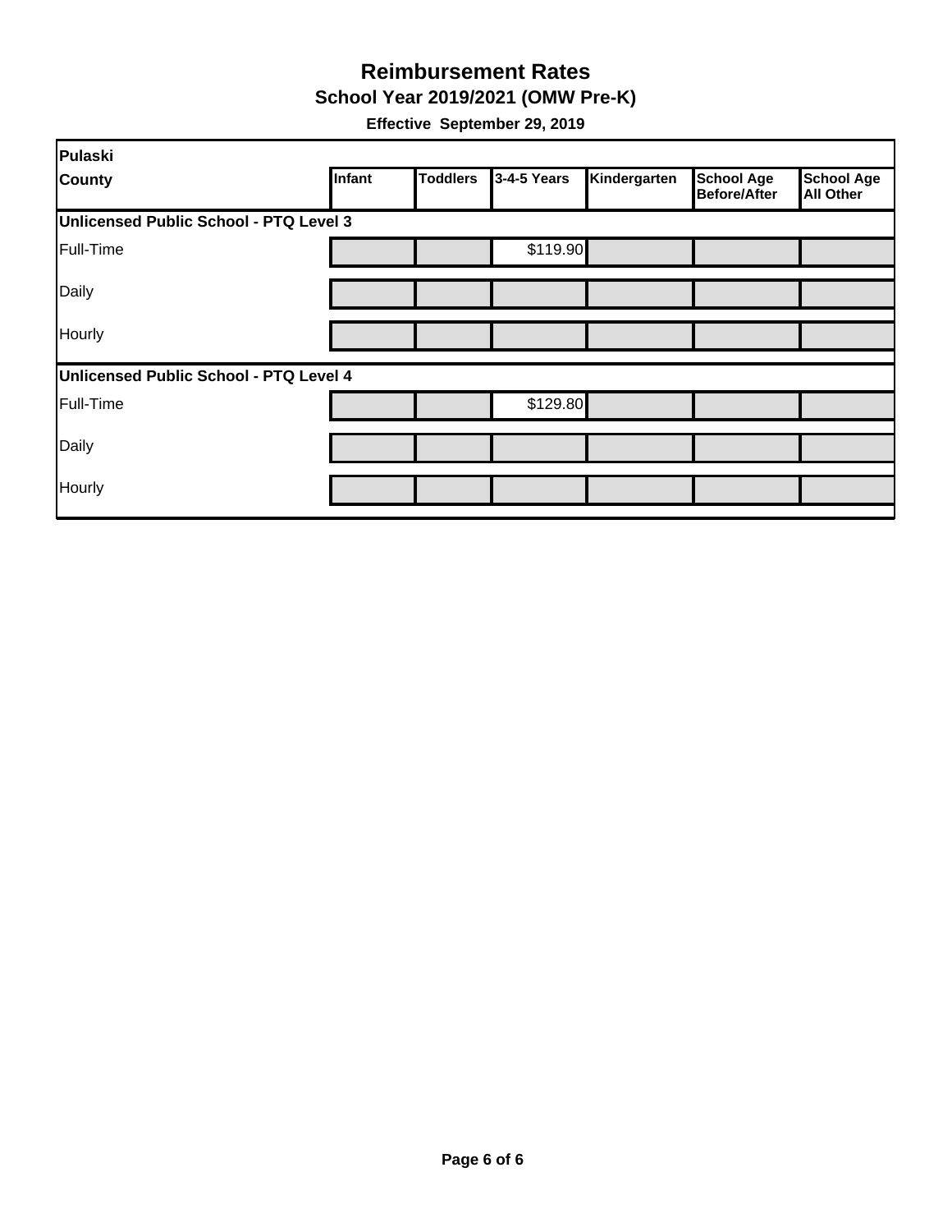# Reimbursement Rates

## School Year 2019/2021 (OMW Pre-K)

**Effective September 29, 2019**

| Pulaski County | Infant | Toddlers | 3-4-5 Years | Kindergarten | School Age Before/After | School Age All Other |
|---|---|---|---|---|---|---|
| **Unlicensed Public School - PTQ Level 3** | | | | | | |
| Full-Time | | | $119.90 | | | |
| Daily | | | | | | |
| Hourly | | | | | | |
| **Unlicensed Public School - PTQ Level 4** | | | | | | |
| Full-Time | | | $129.80 | | | |
| Daily | | | | | | |
| Hourly | | | | | | |